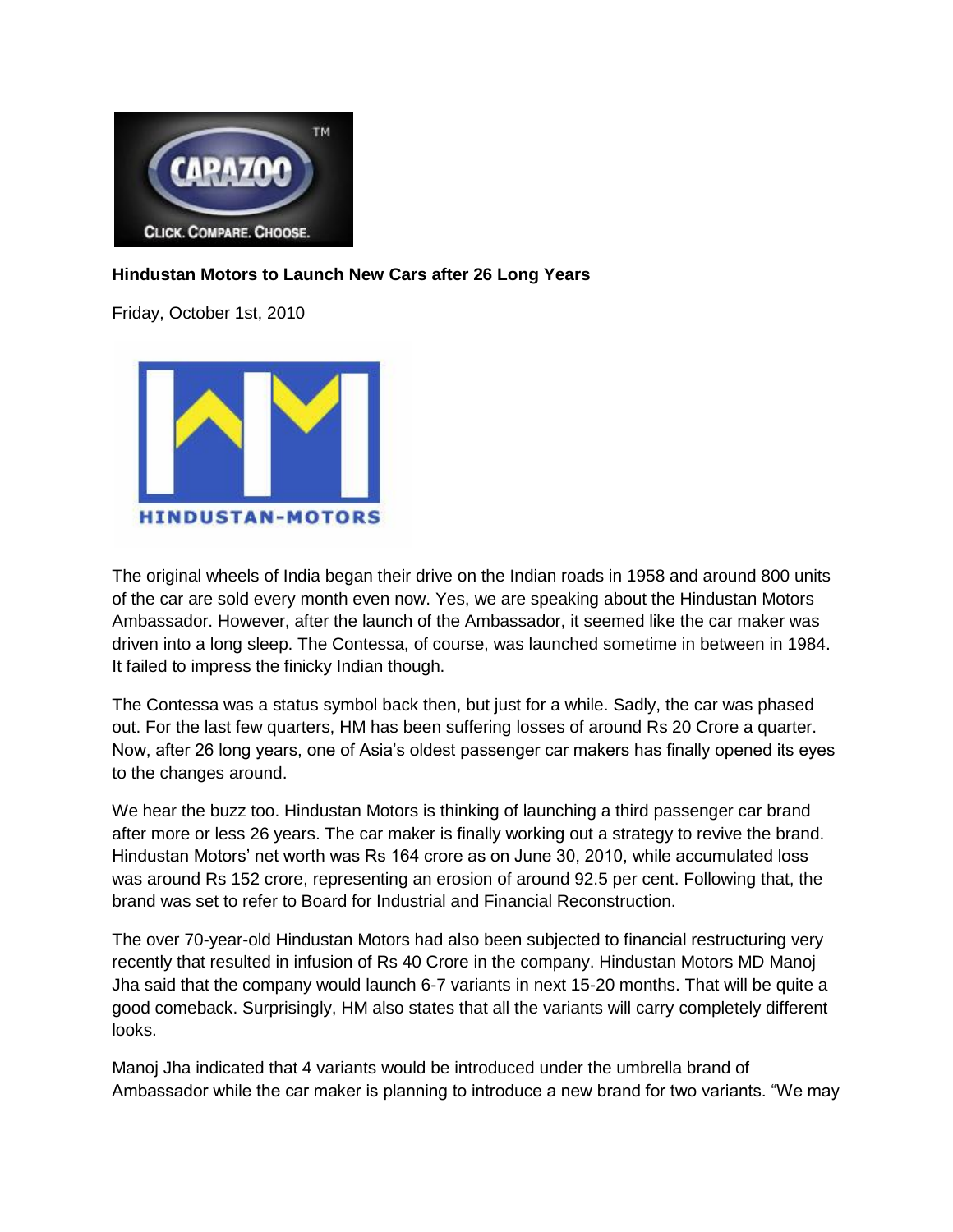**Hindustan Motors to Launch New Cars after 26 Long Years**

Friday, October 1st, 2010

The original wheels of India began their drive on the Indian roads in 1958 and around 800 units of the car are sold every month even now. Yes, we are speaking about the Hindustan Motors Ambassador. However, after the launch of the Ambassador, it seemed like the car maker was driven into a long sleep. The Contessa, of course, was launched sometime in between in 1984. It failed to impress the finicky Indian though.

The Contessa was a status symbol back then, but just for a while. Sadly, the car was phased out. For the last few quarters, HM has been suffering losses of around Rs 20 Crore a quarter. Now, after 26 long years, one of Asia's oldest passenger car makers has finally opened its eyes to the changes around.

We hear the buzz too. Hindustan Motors is thinking of launching a third passenger car brand after more or less 26 years. The car maker is finally working out a strategy to revive the brand. Hindustan Motors' net worth was Rs 164 crore as on June 30, 2010, while accumulated loss was around Rs 152 crore, representing an erosion of around 92.5 per cent. Following that, the brand was set to refer to Board for Industrial and Financial Reconstruction.

The over 70-year-old Hindustan Motors had also been subjected to financial restructuring very recently that resulted in infusion of Rs 40 Crore in the company. Hindustan Motors MD Manoj Jha said that the company would launch 6-7 variants in next 15-20 months. That will be quite a good comeback. Surprisingly, HM also states that all the variants will carry completely different looks.

Manoj Jha indicated that 4 variants would be introduced under the umbrella brand of Ambassador while the car maker is planning to introduce a new brand for two variants. "We may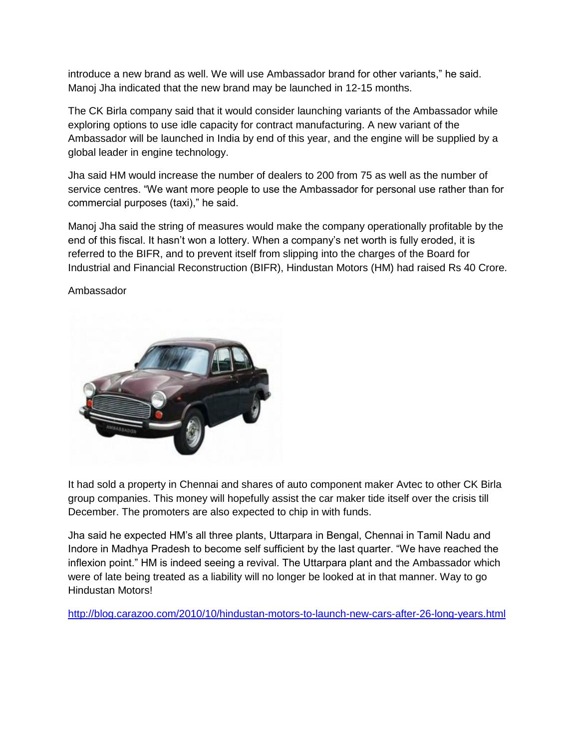introduce a new brand as well. We will use Ambassador brand for other variants," he said. Manoj Jha indicated that the new brand may be launched in 12-15 months.

The CK Birla company said that it would consider launching variants of the Ambassador while exploring options to use idle capacity for contract manufacturing. A new variant of the Ambassador will be launched in India by end of this year, and the engine will be supplied by a global leader in engine technology.

Jha said HM would increase the number of dealers to 200 from 75 as well as the number of service centres. "We want more people to use the Ambassador for personal use rather than for commercial purposes (taxi)," he said.

Manoj Jha said the string of measures would make the company operationally profitable by the end of this fiscal. It hasn't won a lottery. When a company's net worth is fully eroded, it is referred to the BIFR, and to prevent itself from slipping into the charges of the Board for Industrial and Financial Reconstruction (BIFR), Hindustan Motors (HM) had raised Rs 40 Crore.

Ambassador

It had sold a property in Chennai and shares of auto component maker Avtec to other CK Birla group companies. This money will hopefully assist the car maker tide itself over the crisis till December. The promoters are also expected to chip in with funds.

Jha said he expected HM's all three plants, Uttarpara in Bengal, Chennai in Tamil Nadu and Indore in Madhya Pradesh to become self sufficient by the last quarter. "We have reached the inflexion point." HM is indeed seeing a revival. The Uttarpara plant and the Ambassador which were of late being treated as a liability will no longer be looked at in that manner. Way to go Hindustan Motors!

http://blog.carazoo.com/2010/10/hindustan-motors-to-launch-new-cars-after-26-long-years.html